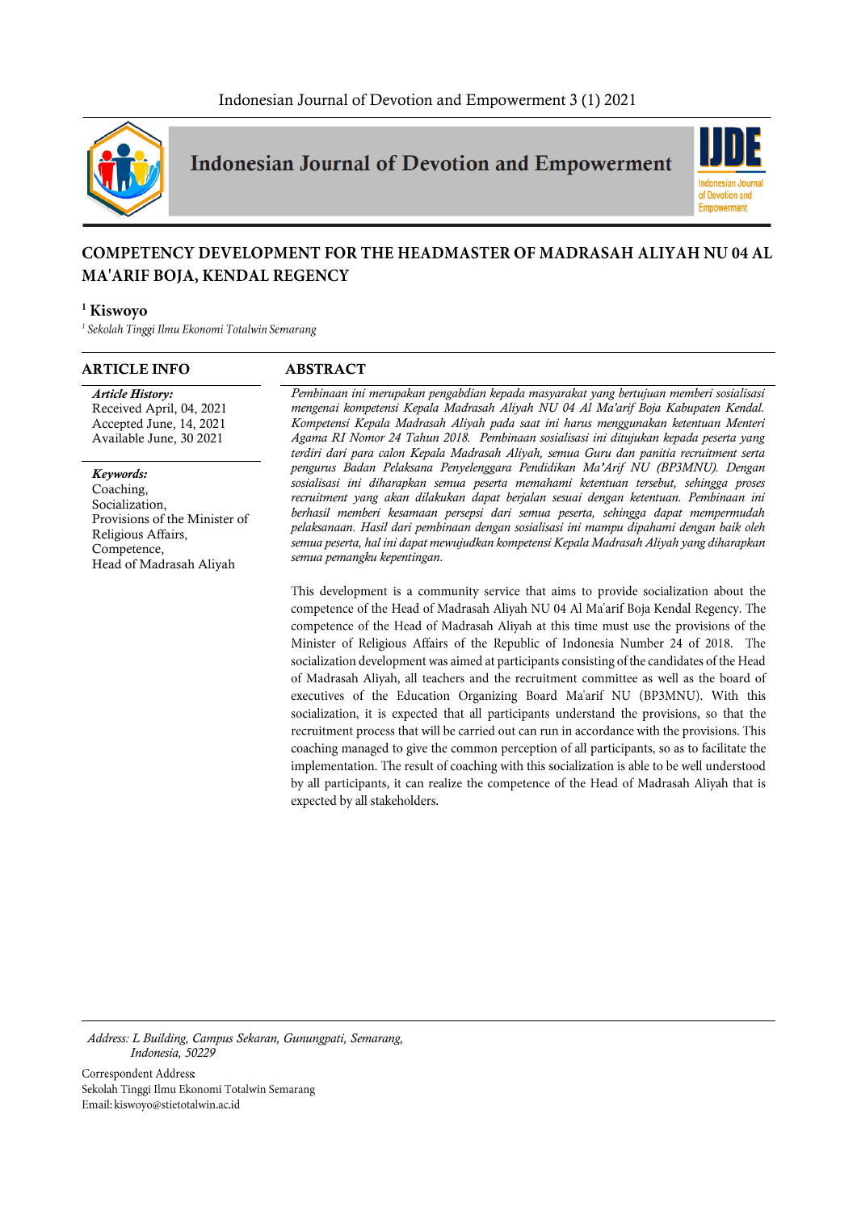# COMPETENCY DEVELOPMENT FOR THE HEADMASTER OF MADRASAH ALIYAH NU 04 AL MA'ARIF BOJA, KENDAL REGENCY

[1] **Kiswoyo**

[1] *Sekolah Tinggi Ilmu Ekonomi Totalwin Semarang*

## ARTICLE INFO

***Article History:***
Received April, 04, 2021
Accepted June, 14, 2021
Available June, 30 2021

***Keywords:***
Coaching,
Socialization,
Provisions of the Minister of Religious Affairs,
Competence,
Head of Madrasah Aliyah

## ABSTRACT

*Pembinaan ini merupakan pengabdian kepada masyarakat yang bertujuan memberi sosialisasi mengenai kompetensi Kepala Madrasah Aliyah NU 04 Al Ma'arif Boja Kabupaten Kendal. Kompetensi Kepala Madrasah Aliyah pada saat ini harus menggunakan ketentuan Menteri Agama RI Nomor 24 Tahun 2018. Pembinaan sosialisasi ini ditujukan kepada peserta yang terdiri dari para calon Kepala Madrasah Aliyah, semua Guru dan panitia recruitment serta pengurus Badan Pelaksana Penyelenggara Pendidikan Ma'Arif NU (BP3MNU). Dengan sosialisasi ini diharapkan semua peserta memahami ketentuan tersebut, sehingga proses recruitment yang akan dilakukan dapat berjalan sesuai dengan ketentuan. Pembinaan ini berhasil memberi kesamaan persepsi dari semua peserta, sehingga dapat mempermudah pelaksanaan. Hasil dari pembinaan dengan sosialisasi ini mampu dipahami dengan baik oleh semua peserta, hal ini dapat mewujudkan kompetensi Kepala Madrasah Aliyah yang diharapkan semua pemangku kepentingan.*

This development is a community service that aims to provide socialization about the competence of the Head of Madrasah Aliyah NU 04 Al Ma'arif Boja Kendal Regency. The competence of the Head of Madrasah Aliyah at this time must use the provisions of the Minister of Religious Affairs of the Republic of Indonesia Number 24 of 2018. The socialization development was aimed at participants consisting of the candidates of the Head of Madrasah Aliyah, all teachers and the recruitment committee as well as the board of executives of the Education Organizing Board Ma'arif NU (BP3MNU). With this socialization, it is expected that all participants understand the provisions, so that the recruitment process that will be carried out can run in accordance with the provisions. This coaching managed to give the common perception of all participants, so as to facilitate the implementation. The result of coaching with this socialization is able to be well understood by all participants, it can realize the competence of the Head of Madrasah Aliyah that is expected by all stakeholders.

---

*Address: L Building, Campus Sekaran, Gunungpati, Semarang, Indonesia, 50229*

Correspondent Address:
Sekolah Tinggi Ilmu Ekonomi Totalwin Semarang
Email: kiswoyo@stietotalwin.ac.id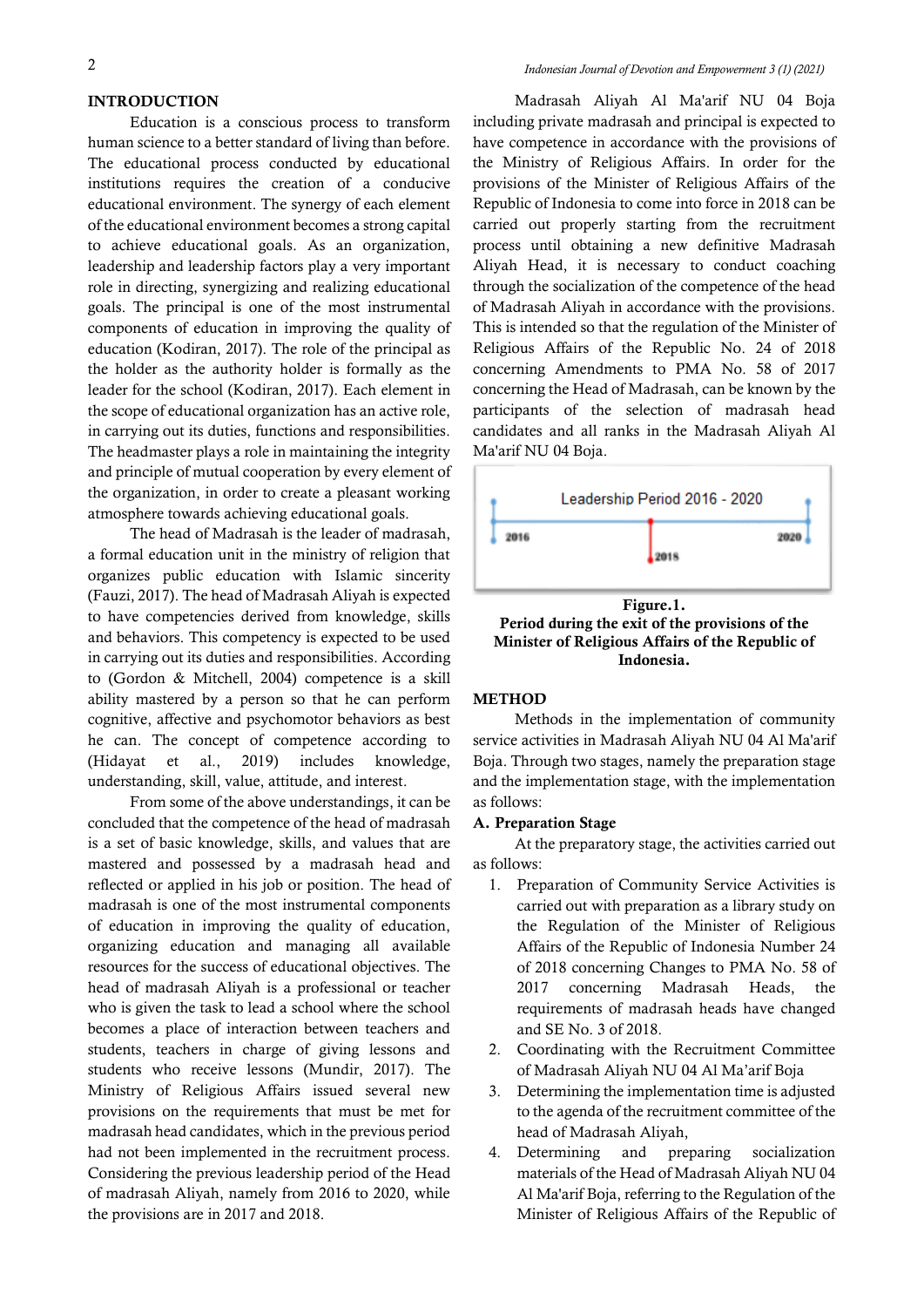## INTRODUCTION

Education is a conscious process to transform human science to a better standard of living than before. The educational process conducted by educational institutions requires the creation of a conducive educational environment. The synergy of each element of the educational environment becomes a strong capital to achieve educational goals. As an organization, leadership and leadership factors play a very important role in directing, synergizing and realizing educational goals. The principal is one of the most instrumental components of education in improving the quality of education (Kodiran, 2017). The role of the principal as the holder as the authority holder is formally as the leader for the school (Kodiran, 2017). Each element in the scope of educational organization has an active role, in carrying out its duties, functions and responsibilities. The headmaster plays a role in maintaining the integrity and principle of mutual cooperation by every element of the organization, in order to create a pleasant working atmosphere towards achieving educational goals.

The head of Madrasah is the leader of madrasah, a formal education unit in the ministry of religion that organizes public education with Islamic sincerity (Fauzi, 2017). The head of Madrasah Aliyah is expected to have competencies derived from knowledge, skills and behaviors. This competency is expected to be used in carrying out its duties and responsibilities. According to (Gordon & Mitchell, 2004) competence is a skill ability mastered by a person so that he can perform cognitive, affective and psychomotor behaviors as best he can. The concept of competence according to (Hidayat et al., 2019) includes knowledge, understanding, skill, value, attitude, and interest.

From some of the above understandings, it can be concluded that the competence of the head of madrasah is a set of basic knowledge, skills, and values that are mastered and possessed by a madrasah head and reflected or applied in his job or position. The head of madrasah is one of the most instrumental components of education in improving the quality of education, organizing education and managing all available resources for the success of educational objectives. The head of madrasah Aliyah is a professional or teacher who is given the task to lead a school where the school becomes a place of interaction between teachers and students, teachers in charge of giving lessons and students who receive lessons (Mundir, 2017). The Ministry of Religious Affairs issued several new provisions on the requirements that must be met for madrasah head candidates, which in the previous period had not been implemented in the recruitment process. Considering the previous leadership period of the Head of madrasah Aliyah, namely from 2016 to 2020, while the provisions are in 2017 and 2018.

Madrasah Aliyah Al Ma'arif NU 04 Boja including private madrasah and principal is expected to have competence in accordance with the provisions of the Ministry of Religious Affairs. In order for the provisions of the Minister of Religious Affairs of the Republic of Indonesia to come into force in 2018 can be carried out properly starting from the recruitment process until obtaining a new definitive Madrasah Aliyah Head, it is necessary to conduct coaching through the socialization of the competence of the head of Madrasah Aliyah in accordance with the provisions. This is intended so that the regulation of the Minister of Religious Affairs of the Republic No. 24 of 2018 concerning Amendments to PMA No. 58 of 2017 concerning the Head of Madrasah, can be known by the participants of the selection of madrasah head candidates and all ranks in the Madrasah Aliyah Al Ma'arif NU 04 Boja.

Leadership Period 2016 - 2020

2016 — 2018 — 2020

**Figure.1.**
**Period during the exit of the provisions of the Minister of Religious Affairs of the Republic of Indonesia.**

## METHOD

Methods in the implementation of community service activities in Madrasah Aliyah NU 04 Al Ma'arif Boja. Through two stages, namely the preparation stage and the implementation stage, with the implementation as follows:

### A. Preparation Stage

At the preparatory stage, the activities carried out as follows:

1. Preparation of Community Service Activities is carried out with preparation as a library study on the Regulation of the Minister of Religious Affairs of the Republic of Indonesia Number 24 of 2018 concerning Changes to PMA No. 58 of 2017 concerning Madrasah Heads, the requirements of madrasah heads have changed and SE No. 3 of 2018.
2. Coordinating with the Recruitment Committee of Madrasah Aliyah NU 04 Al Ma'arif Boja
3. Determining the implementation time is adjusted to the agenda of the recruitment committee of the head of Madrasah Aliyah,
4. Determining and preparing socialization materials of the Head of Madrasah Aliyah NU 04 Al Ma'arif Boja, referring to the Regulation of the Minister of Religious Affairs of the Republic of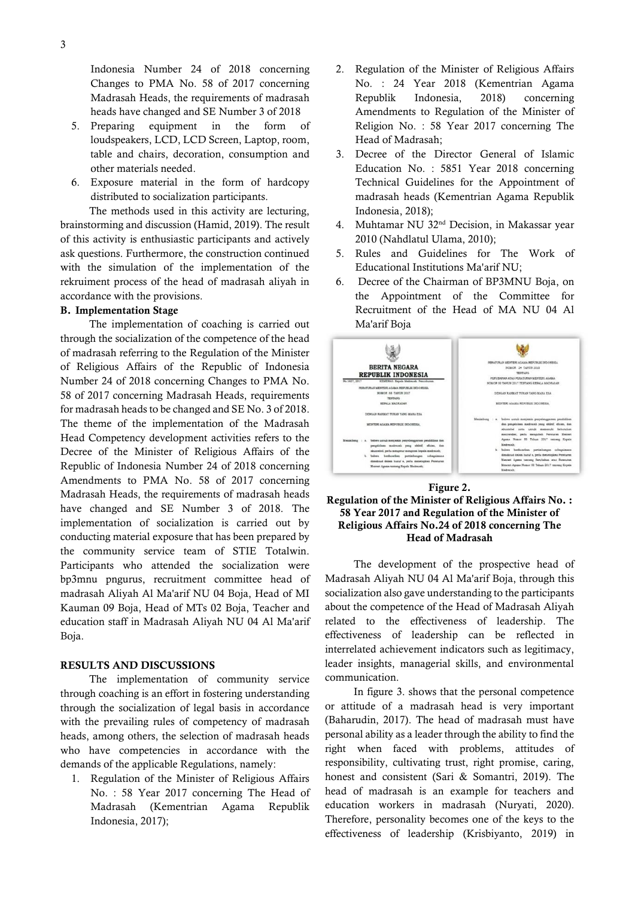Indonesia Number 24 of 2018 concerning Changes to PMA No. 58 of 2017 concerning Madrasah Heads, the requirements of madrasah heads have changed and SE Number 3 of 2018

5. Preparing equipment in the form of loudspeakers, LCD, LCD Screen, Laptop, room, table and chairs, decoration, consumption and other materials needed.
6. Exposure material in the form of hardcopy distributed to socialization participants.

The methods used in this activity are lecturing, brainstorming and discussion (Hamid, 2019). The result of this activity is enthusiastic participants and actively ask questions. Furthermore, the construction continued with the simulation of the implementation of the rekruiment process of the head of madrasah aliyah in accordance with the provisions.

### B. Implementation Stage

The implementation of coaching is carried out through the socialization of the competence of the head of madrasah referring to the Regulation of the Minister of Religious Affairs of the Republic of Indonesia Number 24 of 2018 concerning Changes to PMA No. 58 of 2017 concerning Madrasah Heads, requirements for madrasah heads to be changed and SE No. 3 of 2018. The theme of the implementation of the Madrasah Head Competency development activities refers to the Decree of the Minister of Religious Affairs of the Republic of Indonesia Number 24 of 2018 concerning Amendments to PMA No. 58 of 2017 concerning Madrasah Heads, the requirements of madrasah heads have changed and SE Number 3 of 2018. The implementation of socialization is carried out by conducting material exposure that has been prepared by the community service team of STIE Totalwin. Participants who attended the socialization were bp3mnu pngurus, recruitment committee head of madrasah Aliyah Al Ma'arif NU 04 Boja, Head of MI Kauman 09 Boja, Head of MTs 02 Boja, Teacher and education staff in Madrasah Aliyah NU 04 Al Ma'arif Boja.

## RESULTS AND DISCUSSIONS

The implementation of community service through coaching is an effort in fostering understanding through the socialization of legal basis in accordance with the prevailing rules of competency of madrasah heads, among others, the selection of madrasah heads who have competencies in accordance with the demands of the applicable Regulations, namely:

1. Regulation of the Minister of Religious Affairs No. : 58 Year 2017 concerning The Head of Madrasah (Kementrian Agama Republik Indonesia, 2017);
2. Regulation of the Minister of Religious Affairs No. : 24 Year 2018 (Kementrian Agama Republik Indonesia, 2018) concerning Amendments to Regulation of the Minister of Religion No. : 58 Year 2017 concerning The Head of Madrasah;
3. Decree of the Director General of Islamic Education No. : 5851 Year 2018 concerning Technical Guidelines for the Appointment of madrasah heads (Kementrian Agama Republik Indonesia, 2018);
4. Muhtamar NU 32nd Decision, in Makassar year 2010 (Nahdlatul Ulama, 2010);
5. Rules and Guidelines for The Work of Educational Institutions Ma'arif NU;
6. Decree of the Chairman of BP3MNU Boja, on the Appointment of the Committee for Recruitment of the Head of MA NU 04 Al Ma'arif Boja

**Figure 2. Regulation of the Minister of Religious Affairs No. : 58 Year 2017 and Regulation of the Minister of Religious Affairs No.24 of 2018 concerning The Head of Madrasah**

The development of the prospective head of Madrasah Aliyah NU 04 Al Ma'arif Boja, through this socialization also gave understanding to the participants about the competence of the Head of Madrasah Aliyah related to the effectiveness of leadership. The effectiveness of leadership can be reflected in interrelated achievement indicators such as legitimacy, leader insights, managerial skills, and environmental communication.

In figure 3. shows that the personal competence or attitude of a madrasah head is very important (Baharudin, 2017). The head of madrasah must have personal ability as a leader through the ability to find the right when faced with problems, attitudes of responsibility, cultivating trust, right promise, caring, honest and consistent (Sari & Somantri, 2019). The head of madrasah is an example for teachers and education workers in madrasah (Nuryati, 2020). Therefore, personality becomes one of the keys to the effectiveness of leadership (Krisbiyanto, 2019) in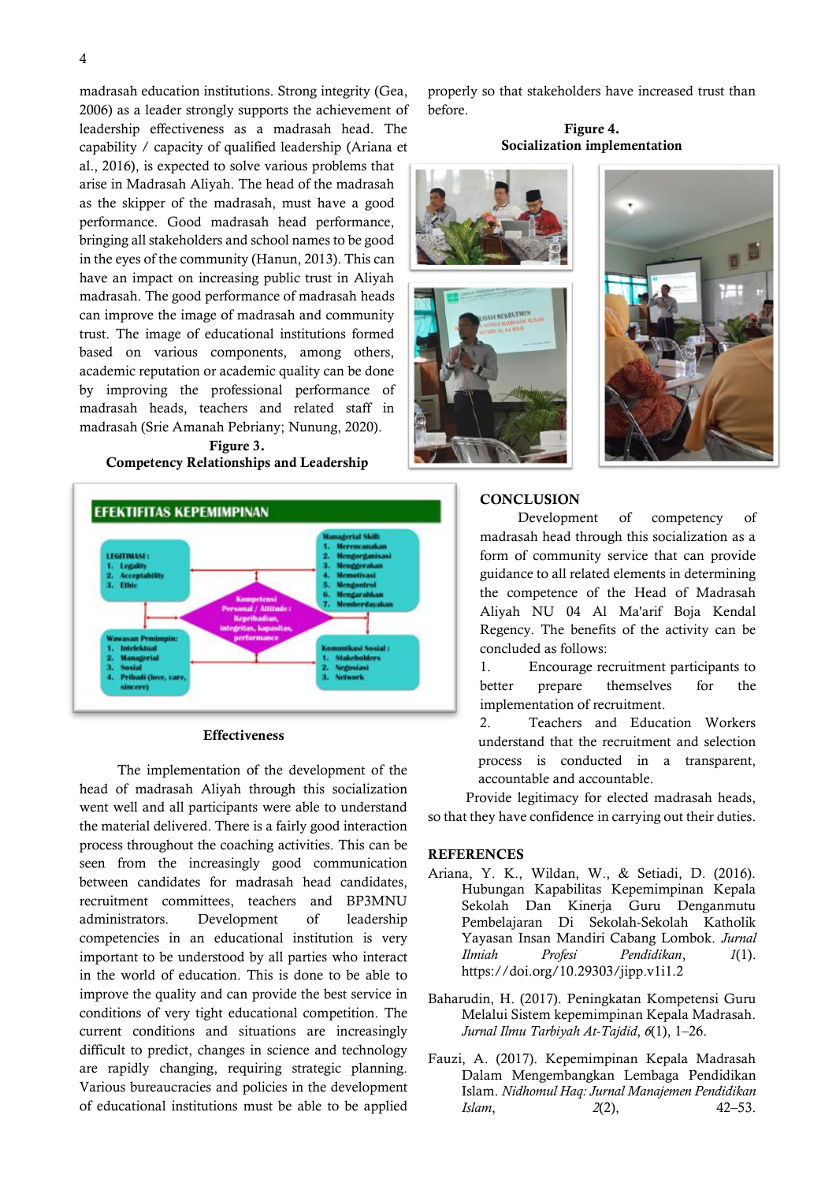madrasah education institutions. Strong integrity (Gea, 2006) as a leader strongly supports the achievement of leadership effectiveness as a madrasah head. The capability / capacity of qualified leadership (Ariana et al., 2016), is expected to solve various problems that arise in Madrasah Aliyah. The head of the madrasah as the skipper of the madrasah, must have a good performance. Good madrasah head performance, bringing all stakeholders and school names to be good in the eyes of the community (Hanun, 2013). This can have an impact on increasing public trust in Aliyah madrasah. The good performance of madrasah heads can improve the image of madrasah and community trust. The image of educational institutions formed based on various components, among others, academic reputation or academic quality can be done by improving the professional performance of madrasah heads, teachers and related staff in madrasah (Srie Amanah Pebriany; Nunung, 2020).

**Figure 3.**
**Competency Relationships and Leadership**

**Effectiveness**

The implementation of the development of the head of madrasah Aliyah through this socialization went well and all participants were able to understand the material delivered. There is a fairly good interaction process throughout the coaching activities. This can be seen from the increasingly good communication between candidates for madrasah head candidates, recruitment committees, teachers and BP3MNU administrators. Development of leadership competencies in an educational institution is very important to be understood by all parties who interact in the world of education. This is done to be able to improve the quality and can provide the best service in conditions of very tight educational competition. The current conditions and situations are increasingly difficult to predict, changes in science and technology are rapidly changing, requiring strategic planning. Various bureaucracies and policies in the development of educational institutions must be able to be applied properly so that stakeholders have increased trust than before.

**Figure 4.**
**Socialization implementation**

## CONCLUSION

Development of competency of madrasah head through this socialization as a form of community service that can provide guidance to all related elements in determining the competence of the Head of Madrasah Aliyah NU 04 Al Ma'arif Boja Kendal Regency. The benefits of the activity can be concluded as follows:

1. Encourage recruitment participants to better prepare themselves for the implementation of recruitment.
2. Teachers and Education Workers understand that the recruitment and selection process is conducted in a transparent, accountable and accountable.

Provide legitimacy for elected madrasah heads, so that they have confidence in carrying out their duties.

## REFERENCES

Ariana, Y. K., Wildan, W., & Setiadi, D. (2016). Hubungan Kapabilitas Kepemimpinan Kepala Sekolah Dan Kinerja Guru Denganmutu Pembelajaran Di Sekolah-Sekolah Katholik Yayasan Insan Mandiri Cabang Lombok. *Jurnal Ilmiah Profesi Pendidikan*, *1*(1). https://doi.org/10.29303/jipp.v1i1.2

Baharudin, H. (2017). Peningkatan Kompetensi Guru Melalui Sistem kepemimpinan Kepala Madrasah. *Jurnal Ilmu Tarbiyah At-Tajdid*, *6*(1), 1–26.

Fauzi, A. (2017). Kepemimpinan Kepala Madrasah Dalam Mengembangkan Lembaga Pendidikan Islam. *Nidhomul Haq: Jurnal Manajemen Pendidikan Islam*, *2*(2), 42–53.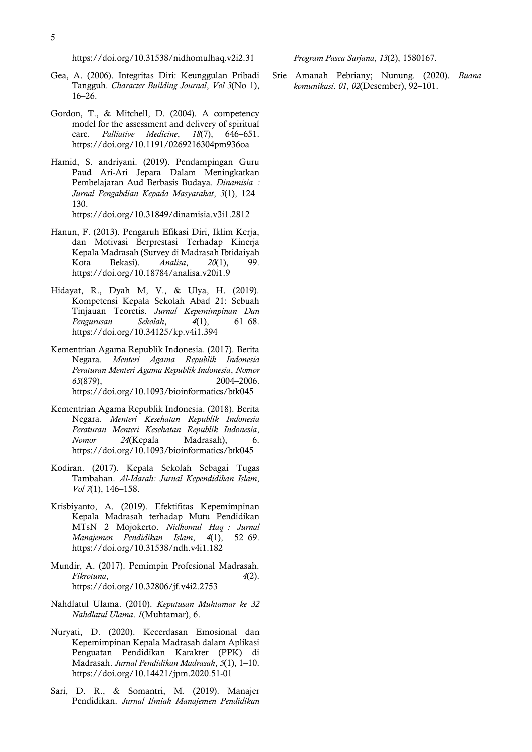https://doi.org/10.31538/nidhomulhaq.v2i2.31

Gea, A. (2006). Integritas Diri: Keunggulan Pribadi Tangguh. *Character Building Journal*, *Vol 3*(No 1), 16–26.

Gordon, T., & Mitchell, D. (2004). A competency model for the assessment and delivery of spiritual care. *Palliative Medicine*, *18*(7), 646–651. https://doi.org/10.1191/0269216304pm936oa

Hamid, S. andriyani. (2019). Pendampingan Guru Paud Ari-Ari Jepara Dalam Meningkatkan Pembelajaran Aud Berbasis Budaya. *Dinamisia : Jurnal Pengabdian Kepada Masyarakat*, *3*(1), 124–130. https://doi.org/10.31849/dinamisia.v3i1.2812

Hanun, F. (2013). Pengaruh Efikasi Diri, Iklim Kerja, dan Motivasi Berprestasi Terhadap Kinerja Kepala Madrasah (Survey di Madrasah Ibtidaiyah Kota Bekasi). *Analisa*, *20*(1), 99. https://doi.org/10.18784/analisa.v20i1.9

Hidayat, R., Dyah M, V., & Ulya, H. (2019). Kompetensi Kepala Sekolah Abad 21: Sebuah Tinjauan Teoretis. *Jurnal Kepemimpinan Dan Pengurusan Sekolah*, *4*(1), 61–68. https://doi.org/10.34125/kp.v4i1.394

Kementrian Agama Republik Indonesia. (2017). Berita Negara. *Menteri Agama Republik Indonesia Peraturan Menteri Agama Republik Indonesia*, *Nomor 65*(879), 2004–2006. https://doi.org/10.1093/bioinformatics/btk045

Kementrian Agama Republik Indonesia. (2018). Berita Negara. *Menteri Kesehatan Republik Indonesia Peraturan Menteri Kesehatan Republik Indonesia*, *Nomor 24*(Kepala Madrasah), 6. https://doi.org/10.1093/bioinformatics/btk045

Kodiran. (2017). Kepala Sekolah Sebagai Tugas Tambahan. *Al-Idarah: Jurnal Kependidikan Islam*, *Vol 7*(1), 146–158.

Krisbiyanto, A. (2019). Efektifitas Kepemimpinan Kepala Madrasah terhadap Mutu Pendidikan MTsN 2 Mojokerto. *Nidhomul Haq : Jurnal Manajemen Pendidikan Islam*, *4*(1), 52–69. https://doi.org/10.31538/ndh.v4i1.182

Mundir, A. (2017). Pemimpin Profesional Madrasah. *Fikrotuna*, *4*(2). https://doi.org/10.32806/jf.v4i2.2753

Nahdlatul Ulama. (2010). *Keputusan Muhtamar ke 32 Nahdlatul Ulama*. *1*(Muhtamar), 6.

Nuryati, D. (2020). Kecerdasan Emosional dan Kepemimpinan Kepala Madrasah dalam Aplikasi Penguatan Pendidikan Karakter (PPK) di Madrasah. *Jurnal Pendidikan Madrasah*, *5*(1), 1–10. https://doi.org/10.14421/jpm.2020.51-01

Sari, D. R., & Somantri, M. (2019). Manajer Pendidikan. *Jurnal Ilmiah Manajemen Pendidikan Program Pasca Sarjana*, *13*(2), 1580167.

Srie Amanah Pebriany; Nunung. (2020). *Buana komunikasi*. *01*, *02*(Desember), 92–101.